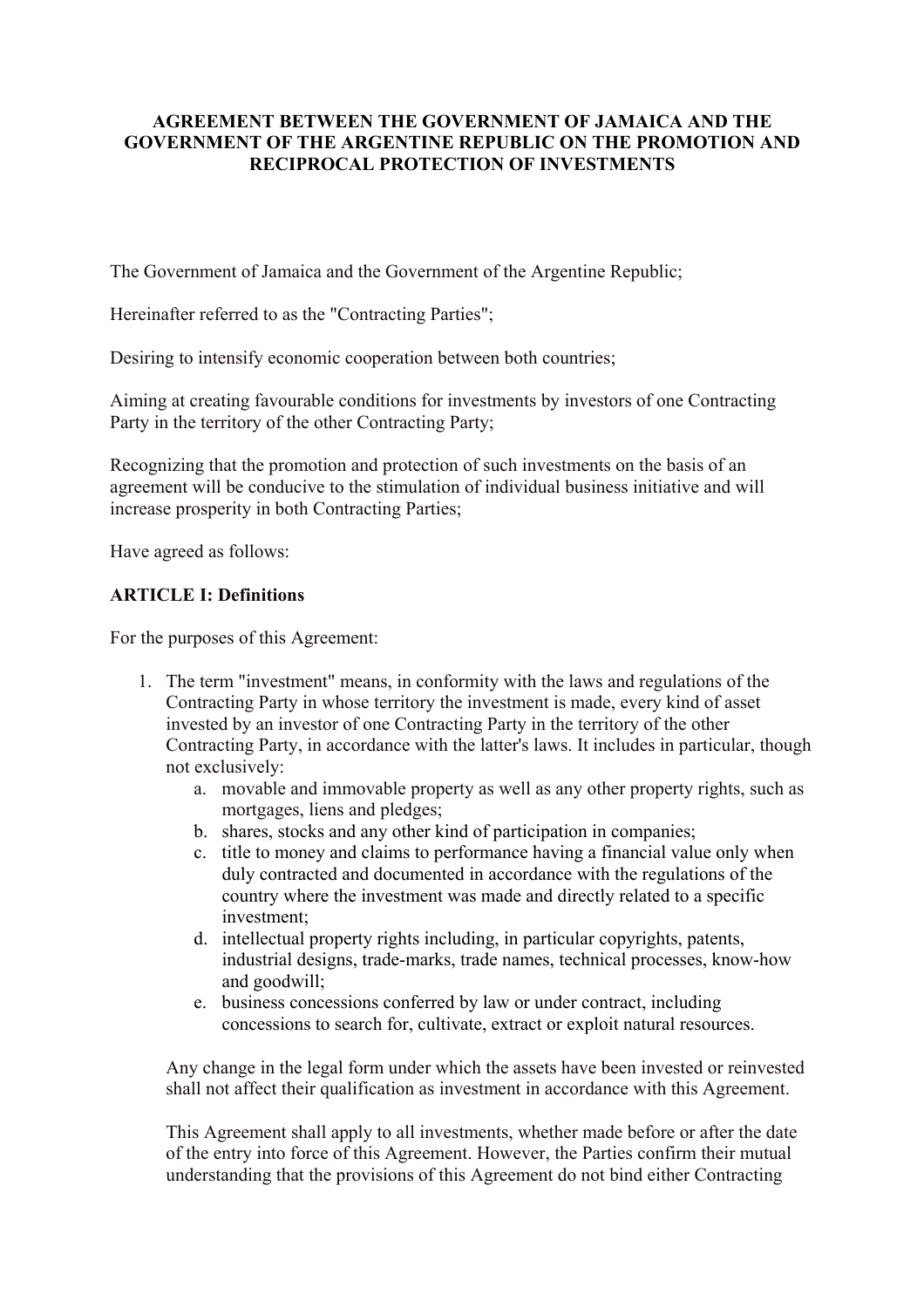# AGREEMENT BETWEEN THE GOVERNMENT OF JAMAICA AND THE GOVERNMENT OF THE ARGENTINE REPUBLIC ON THE PROMOTION AND RECIPROCAL PROTECTION OF INVESTMENTS

The Government of Jamaica and the Government of the Argentine Republic;

Hereinafter referred to as the "Contracting Parties";

Desiring to intensify economic cooperation between both countries;

Aiming at creating favourable conditions for investments by investors of one Contracting Party in the territory of the other Contracting Party;

Recognizing that the promotion and protection of such investments on the basis of an agreement will be conducive to the stimulation of individual business initiative and will increase prosperity in both Contracting Parties;

Have agreed as follows:

**ARTICLE I: Definitions**

For the purposes of this Agreement:

1. The term "investment" means, in conformity with the laws and regulations of the Contracting Party in whose territory the investment is made, every kind of asset invested by an investor of one Contracting Party in the territory of the other Contracting Party, in accordance with the latter's laws. It includes in particular, though not exclusively:
    a. movable and immovable property as well as any other property rights, such as mortgages, liens and pledges;
    b. shares, stocks and any other kind of participation in companies;
    c. title to money and claims to performance having a financial value only when duly contracted and documented in accordance with the regulations of the country where the investment was made and directly related to a specific investment;
    d. intellectual property rights including, in particular copyrights, patents, industrial designs, trade-marks, trade names, technical processes, know-how and goodwill;
    e. business concessions conferred by law or under contract, including concessions to search for, cultivate, extract or exploit natural resources.

    Any change in the legal form under which the assets have been invested or reinvested shall not affect their qualification as investment in accordance with this Agreement.

    This Agreement shall apply to all investments, whether made before or after the date of the entry into force of this Agreement. However, the Parties confirm their mutual understanding that the provisions of this Agreement do not bind either Contracting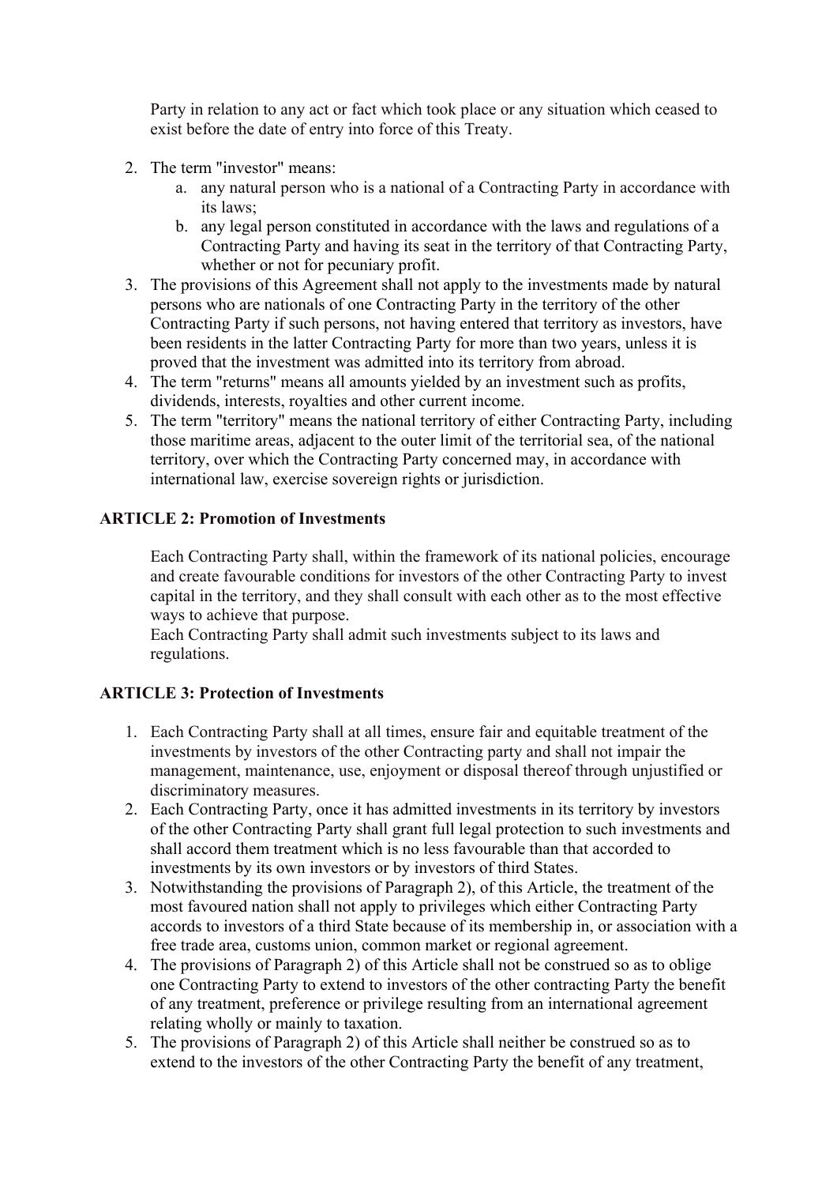Party in relation to any act or fact which took place or any situation which ceased to exist before the date of entry into force of this Treaty.

2. The term "investor" means:
   a. any natural person who is a national of a Contracting Party in accordance with its laws;
   b. any legal person constituted in accordance with the laws and regulations of a Contracting Party and having its seat in the territory of that Contracting Party, whether or not for pecuniary profit.
3. The provisions of this Agreement shall not apply to the investments made by natural persons who are nationals of one Contracting Party in the territory of the other Contracting Party if such persons, not having entered that territory as investors, have been residents in the latter Contracting Party for more than two years, unless it is proved that the investment was admitted into its territory from abroad.
4. The term "returns" means all amounts yielded by an investment such as profits, dividends, interests, royalties and other current income.
5. The term "territory" means the national territory of either Contracting Party, including those maritime areas, adjacent to the outer limit of the territorial sea, of the national territory, over which the Contracting Party concerned may, in accordance with international law, exercise sovereign rights or jurisdiction.

**ARTICLE 2: Promotion of Investments**

Each Contracting Party shall, within the framework of its national policies, encourage and create favourable conditions for investors of the other Contracting Party to invest capital in the territory, and they shall consult with each other as to the most effective ways to achieve that purpose.
Each Contracting Party shall admit such investments subject to its laws and regulations.

**ARTICLE 3: Protection of Investments**

1. Each Contracting Party shall at all times, ensure fair and equitable treatment of the investments by investors of the other Contracting party and shall not impair the management, maintenance, use, enjoyment or disposal thereof through unjustified or discriminatory measures.
2. Each Contracting Party, once it has admitted investments in its territory by investors of the other Contracting Party shall grant full legal protection to such investments and shall accord them treatment which is no less favourable than that accorded to investments by its own investors or by investors of third States.
3. Notwithstanding the provisions of Paragraph 2), of this Article, the treatment of the most favoured nation shall not apply to privileges which either Contracting Party accords to investors of a third State because of its membership in, or association with a free trade area, customs union, common market or regional agreement.
4. The provisions of Paragraph 2) of this Article shall not be construed so as to oblige one Contracting Party to extend to investors of the other contracting Party the benefit of any treatment, preference or privilege resulting from an international agreement relating wholly or mainly to taxation.
5. The provisions of Paragraph 2) of this Article shall neither be construed so as to extend to the investors of the other Contracting Party the benefit of any treatment,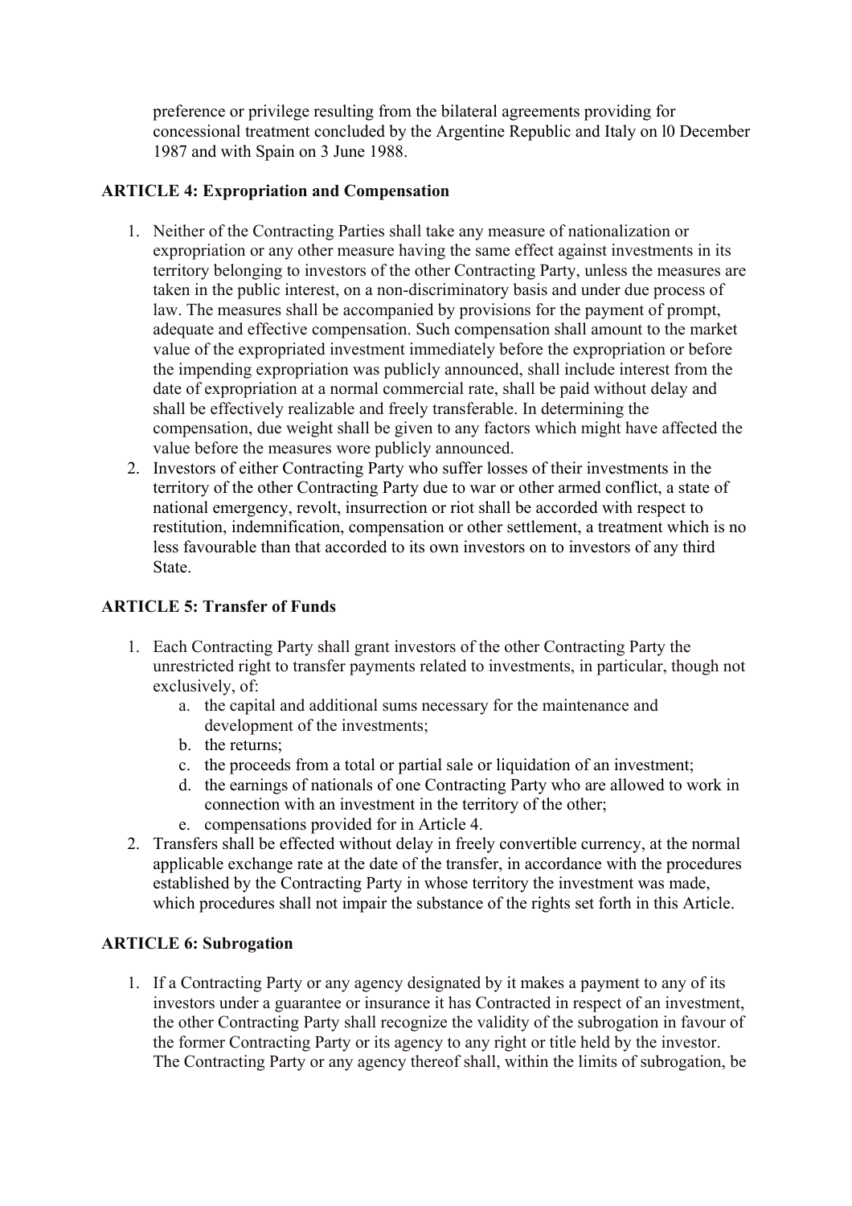preference or privilege resulting from the bilateral agreements providing for concessional treatment concluded by the Argentine Republic and Italy on l0 December 1987 and with Spain on 3 June 1988.

**ARTICLE 4: Expropriation and Compensation**

1. Neither of the Contracting Parties shall take any measure of nationalization or expropriation or any other measure having the same effect against investments in its territory belonging to investors of the other Contracting Party, unless the measures are taken in the public interest, on a non-discriminatory basis and under due process of law. The measures shall be accompanied by provisions for the payment of prompt, adequate and effective compensation. Such compensation shall amount to the market value of the expropriated investment immediately before the expropriation or before the impending expropriation was publicly announced, shall include interest from the date of expropriation at a normal commercial rate, shall be paid without delay and shall be effectively realizable and freely transferable. In determining the compensation, due weight shall be given to any factors which might have affected the value before the measures wore publicly announced.
2. Investors of either Contracting Party who suffer losses of their investments in the territory of the other Contracting Party due to war or other armed conflict, a state of national emergency, revolt, insurrection or riot shall be accorded with respect to restitution, indemnification, compensation or other settlement, a treatment which is no less favourable than that accorded to its own investors on to investors of any third State.

**ARTICLE 5: Transfer of Funds**

1. Each Contracting Party shall grant investors of the other Contracting Party the unrestricted right to transfer payments related to investments, in particular, though not exclusively, of:
   a. the capital and additional sums necessary for the maintenance and development of the investments;
   b. the returns;
   c. the proceeds from a total or partial sale or liquidation of an investment;
   d. the earnings of nationals of one Contracting Party who are allowed to work in connection with an investment in the territory of the other;
   e. compensations provided for in Article 4.
2. Transfers shall be effected without delay in freely convertible currency, at the normal applicable exchange rate at the date of the transfer, in accordance with the procedures established by the Contracting Party in whose territory the investment was made, which procedures shall not impair the substance of the rights set forth in this Article.

**ARTICLE 6: Subrogation**

1. If a Contracting Party or any agency designated by it makes a payment to any of its investors under a guarantee or insurance it has Contracted in respect of an investment, the other Contracting Party shall recognize the validity of the subrogation in favour of the former Contracting Party or its agency to any right or title held by the investor. The Contracting Party or any agency thereof shall, within the limits of subrogation, be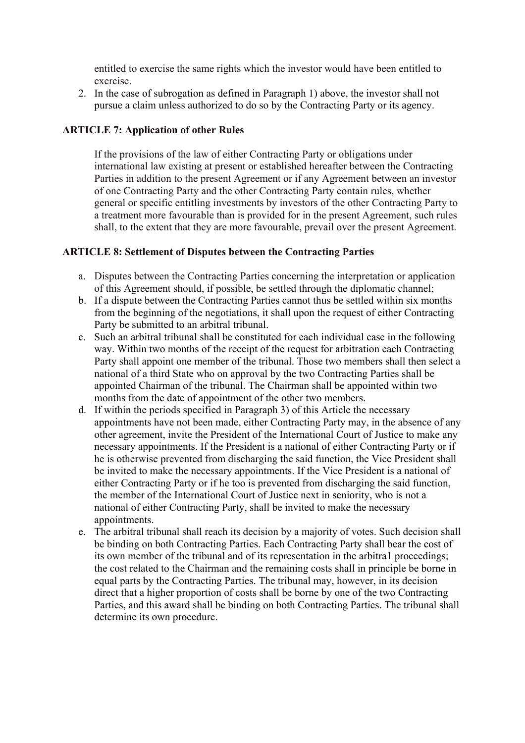entitled to exercise the same rights which the investor would have been entitled to exercise.

2. In the case of subrogation as defined in Paragraph 1) above, the investor shall not pursue a claim unless authorized to do so by the Contracting Party or its agency.

**ARTICLE 7: Application of other Rules**

If the provisions of the law of either Contracting Party or obligations under international law existing at present or established hereafter between the Contracting Parties in addition to the present Agreement or if any Agreement between an investor of one Contracting Party and the other Contracting Party contain rules, whether general or specific entitling investments by investors of the other Contracting Party to a treatment more favourable than is provided for in the present Agreement, such rules shall, to the extent that they are more favourable, prevail over the present Agreement.

**ARTICLE 8: Settlement of Disputes between the Contracting Parties**

a. Disputes between the Contracting Parties concerning the interpretation or application of this Agreement should, if possible, be settled through the diplomatic channel;
b. If a dispute between the Contracting Parties cannot thus be settled within six months from the beginning of the negotiations, it shall upon the request of either Contracting Party be submitted to an arbitral tribunal.
c. Such an arbitral tribunal shall be constituted for each individual case in the following way. Within two months of the receipt of the request for arbitration each Contracting Party shall appoint one member of the tribunal. Those two members shall then select a national of a third State who on approval by the two Contracting Parties shall be appointed Chairman of the tribunal. The Chairman shall be appointed within two months from the date of appointment of the other two members.
d. If within the periods specified in Paragraph 3) of this Article the necessary appointments have not been made, either Contracting Party may, in the absence of any other agreement, invite the President of the International Court of Justice to make any necessary appointments. If the President is a national of either Contracting Party or if he is otherwise prevented from discharging the said function, the Vice President shall be invited to make the necessary appointments. If the Vice President is a national of either Contracting Party or if he too is prevented from discharging the said function, the member of the International Court of Justice next in seniority, who is not a national of either Contracting Party, shall be invited to make the necessary appointments.
e. The arbitral tribunal shall reach its decision by a majority of votes. Such decision shall be binding on both Contracting Parties. Each Contracting Party shall bear the cost of its own member of the tribunal and of its representation in the arbitra1 proceedings; the cost related to the Chairman and the remaining costs shall in principle be borne in equal parts by the Contracting Parties. The tribunal may, however, in its decision direct that a higher proportion of costs shall be borne by one of the two Contracting Parties, and this award shall be binding on both Contracting Parties. The tribunal shall determine its own procedure.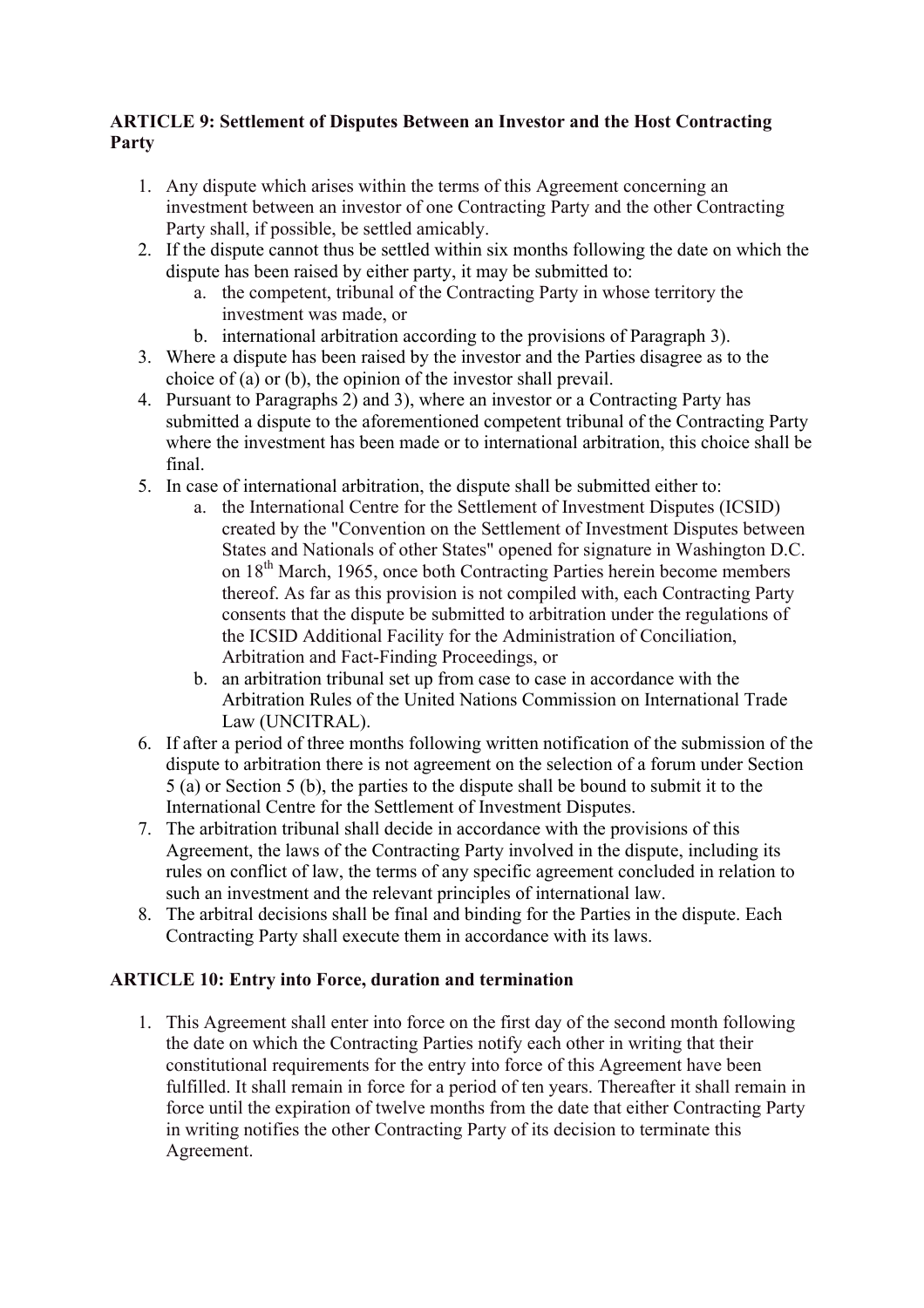**ARTICLE 9: Settlement of Disputes Between an Investor and the Host Contracting Party**

1. Any dispute which arises within the terms of this Agreement concerning an investment between an investor of one Contracting Party and the other Contracting Party shall, if possible, be settled amicably.
2. If the dispute cannot thus be settled within six months following the date on which the dispute has been raised by either party, it may be submitted to:
   a. the competent, tribunal of the Contracting Party in whose territory the investment was made, or
   b. international arbitration according to the provisions of Paragraph 3).
3. Where a dispute has been raised by the investor and the Parties disagree as to the choice of (a) or (b), the opinion of the investor shall prevail.
4. Pursuant to Paragraphs 2) and 3), where an investor or a Contracting Party has submitted a dispute to the aforementioned competent tribunal of the Contracting Party where the investment has been made or to international arbitration, this choice shall be final.
5. In case of international arbitration, the dispute shall be submitted either to:
   a. the International Centre for the Settlement of Investment Disputes (ICSID) created by the "Convention on the Settlement of Investment Disputes between States and Nationals of other States" opened for signature in Washington D.C. on 18th March, 1965, once both Contracting Parties herein become members thereof. As far as this provision is not compiled with, each Contracting Party consents that the dispute be submitted to arbitration under the regulations of the ICSID Additional Facility for the Administration of Conciliation, Arbitration and Fact-Finding Proceedings, or
   b. an arbitration tribunal set up from case to case in accordance with the Arbitration Rules of the United Nations Commission on International Trade Law (UNCITRAL).
6. If after a period of three months following written notification of the submission of the dispute to arbitration there is not agreement on the selection of a forum under Section 5 (a) or Section 5 (b), the parties to the dispute shall be bound to submit it to the International Centre for the Settlement of Investment Disputes.
7. The arbitration tribunal shall decide in accordance with the provisions of this Agreement, the laws of the Contracting Party involved in the dispute, including its rules on conflict of law, the terms of any specific agreement concluded in relation to such an investment and the relevant principles of international law.
8. The arbitral decisions shall be final and binding for the Parties in the dispute. Each Contracting Party shall execute them in accordance with its laws.

**ARTICLE 10: Entry into Force, duration and termination**

1. This Agreement shall enter into force on the first day of the second month following the date on which the Contracting Parties notify each other in writing that their constitutional requirements for the entry into force of this Agreement have been fulfilled. It shall remain in force for a period of ten years. Thereafter it shall remain in force until the expiration of twelve months from the date that either Contracting Party in writing notifies the other Contracting Party of its decision to terminate this Agreement.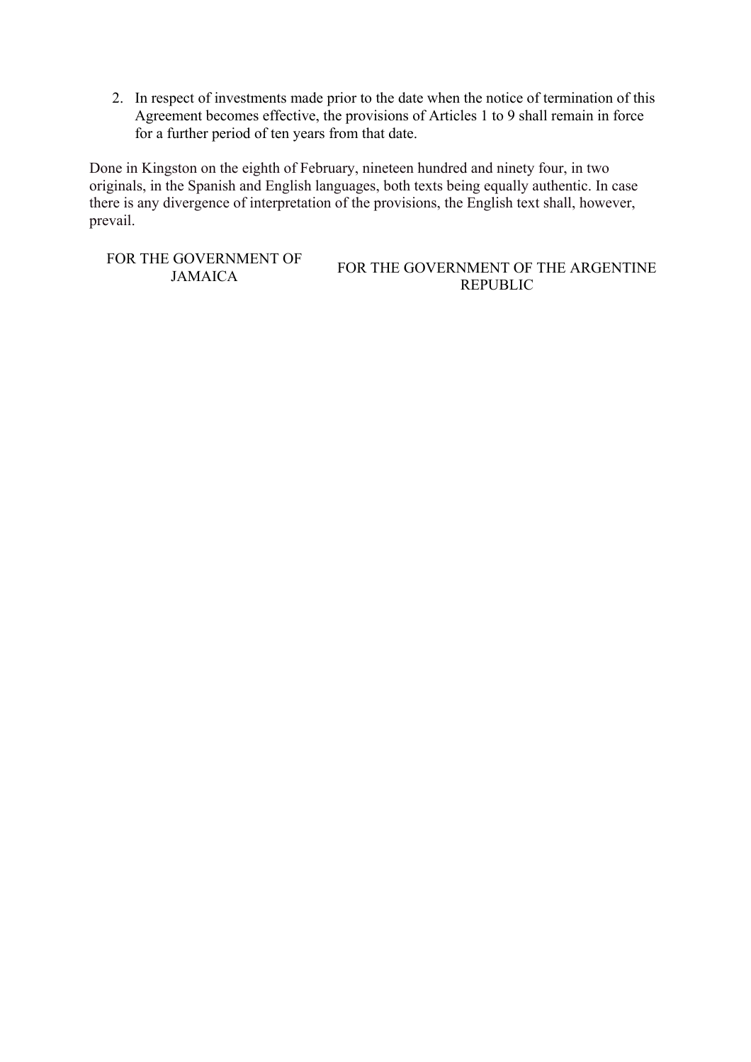2. In respect of investments made prior to the date when the notice of termination of this Agreement becomes effective, the provisions of Articles 1 to 9 shall remain in force for a further period of ten years from that date.

Done in Kingston on the eighth of February, nineteen hundred and ninety four, in two originals, in the Spanish and English languages, both texts being equally authentic. In case there is any divergence of interpretation of the provisions, the English text shall, however, prevail.

| | |
|---|---|
| FOR THE GOVERNMENT OF JAMAICA | FOR THE GOVERNMENT OF THE ARGENTINE REPUBLIC |